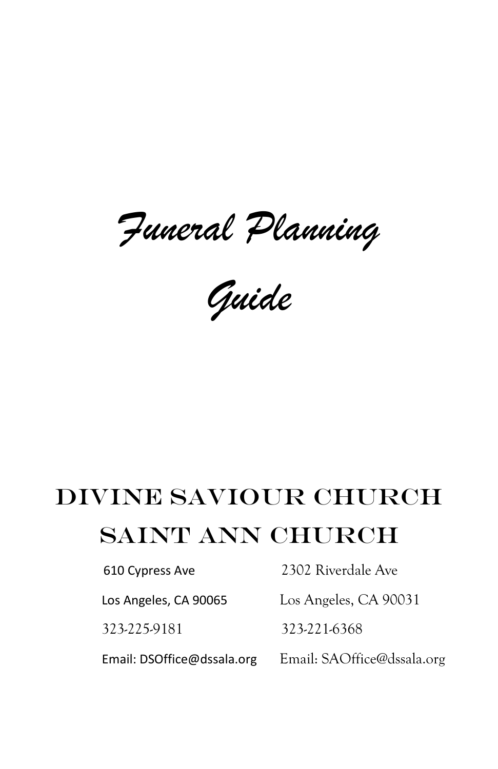# *Funeral Planning Guide*

## DIVINE SAVIOUR CHURCH
## SAINT ANN CHURCH

| Divine Saviour Church | Saint Ann Church |
|---|---|
| 610 Cypress Ave | 2302 Riverdale Ave |
| Los Angeles, CA 90065 | Los Angeles, CA 90031 |
| 323-225-9181 | 323-221-6368 |
| Email: DSOffice@dssala.org | Email: SAOffice@dssala.org |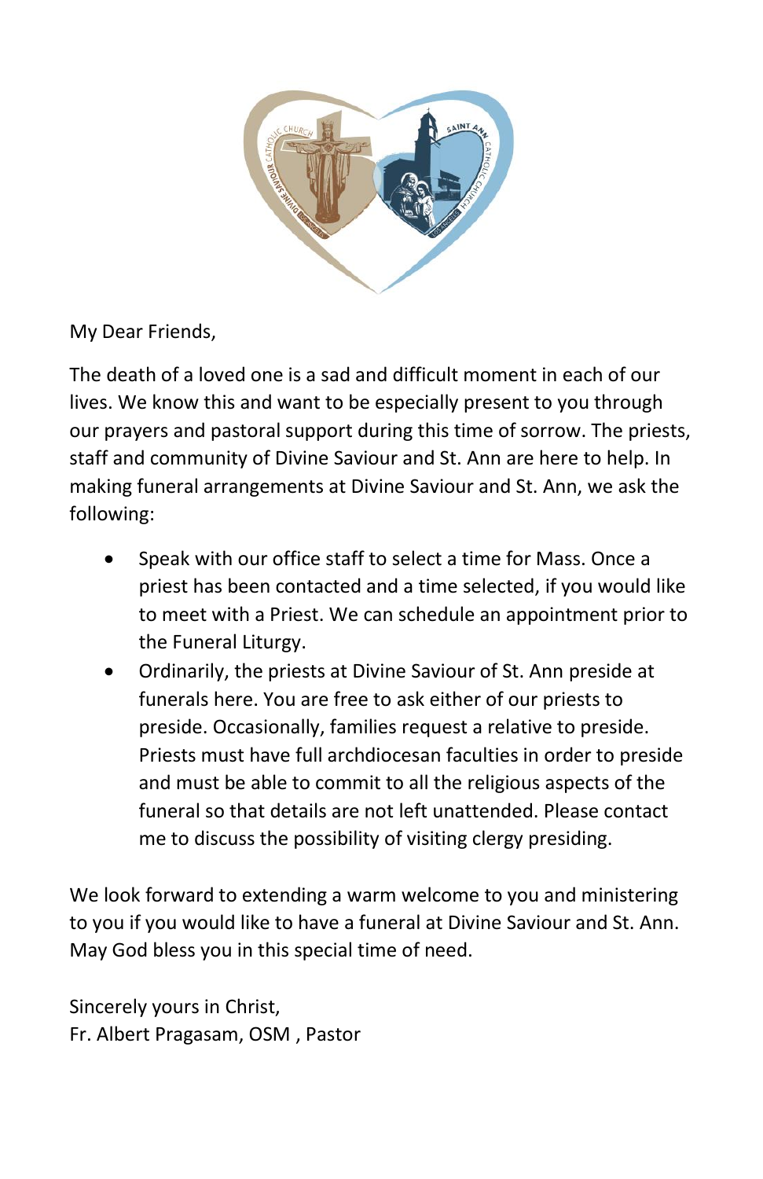My Dear Friends,

The death of a loved one is a sad and difficult moment in each of our lives. We know this and want to be especially present to you through our prayers and pastoral support during this time of sorrow. The priests, staff and community of Divine Saviour and St. Ann are here to help. In making funeral arrangements at Divine Saviour and St. Ann, we ask the following:

- Speak with our office staff to select a time for Mass. Once a priest has been contacted and a time selected, if you would like to meet with a Priest. We can schedule an appointment prior to the Funeral Liturgy.
- Ordinarily, the priests at Divine Saviour of St. Ann preside at funerals here. You are free to ask either of our priests to preside. Occasionally, families request a relative to preside. Priests must have full archdiocesan faculties in order to preside and must be able to commit to all the religious aspects of the funeral so that details are not left unattended. Please contact me to discuss the possibility of visiting clergy presiding.

We look forward to extending a warm welcome to you and ministering to you if you would like to have a funeral at Divine Saviour and St. Ann. May God bless you in this special time of need.

Sincerely yours in Christ,
Fr. Albert Pragasam, OSM , Pastor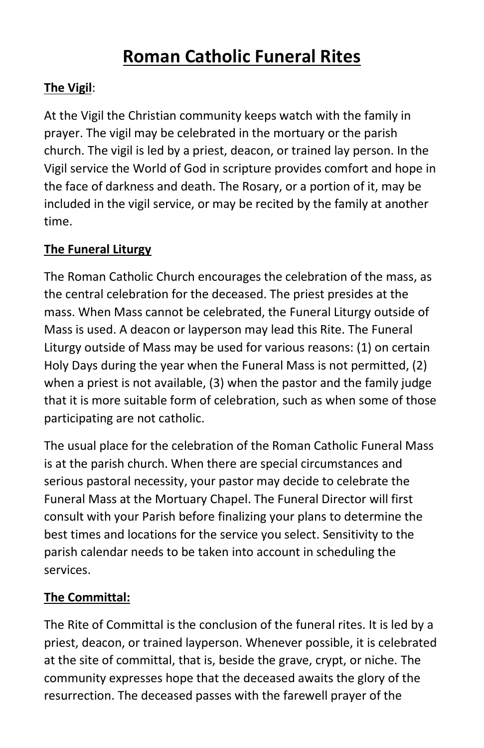# Roman Catholic Funeral Rites

**The Vigil**:

At the Vigil the Christian community keeps watch with the family in prayer. The vigil may be celebrated in the mortuary or the parish church. The vigil is led by a priest, deacon, or trained lay person. In the Vigil service the World of God in scripture provides comfort and hope in the face of darkness and death. The Rosary, or a portion of it, may be included in the vigil service, or may be recited by the family at another time.

**The Funeral Liturgy**

The Roman Catholic Church encourages the celebration of the mass, as the central celebration for the deceased. The priest presides at the mass. When Mass cannot be celebrated, the Funeral Liturgy outside of Mass is used. A deacon or layperson may lead this Rite. The Funeral Liturgy outside of Mass may be used for various reasons: (1) on certain Holy Days during the year when the Funeral Mass is not permitted, (2) when a priest is not available, (3) when the pastor and the family judge that it is more suitable form of celebration, such as when some of those participating are not catholic.

The usual place for the celebration of the Roman Catholic Funeral Mass is at the parish church. When there are special circumstances and serious pastoral necessity, your pastor may decide to celebrate the Funeral Mass at the Mortuary Chapel. The Funeral Director will first consult with your Parish before finalizing your plans to determine the best times and locations for the service you select. Sensitivity to the parish calendar needs to be taken into account in scheduling the services.

**The Committal:**

The Rite of Committal is the conclusion of the funeral rites. It is led by a priest, deacon, or trained layperson. Whenever possible, it is celebrated at the site of committal, that is, beside the grave, crypt, or niche. The community expresses hope that the deceased awaits the glory of the resurrection. The deceased passes with the farewell prayer of the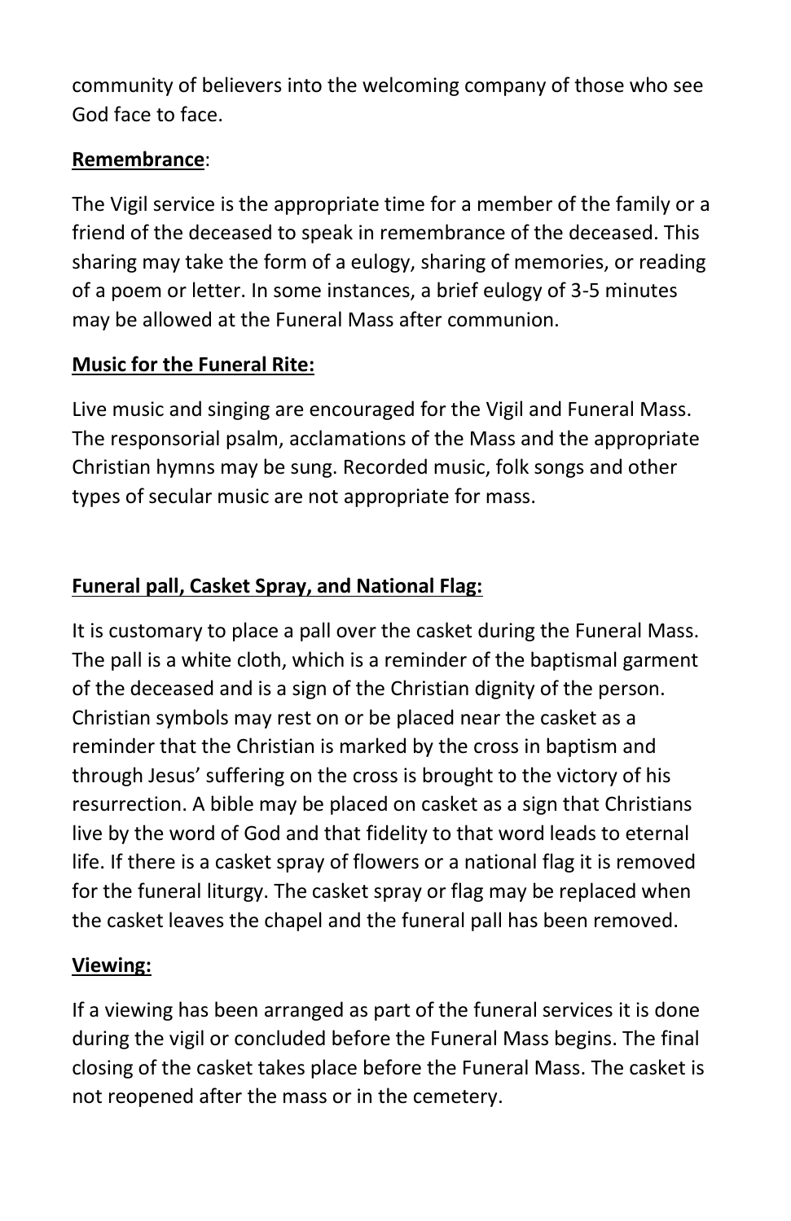community of believers into the welcoming company of those who see God face to face.

**Remembrance**:

The Vigil service is the appropriate time for a member of the family or a friend of the deceased to speak in remembrance of the deceased. This sharing may take the form of a eulogy, sharing of memories, or reading of a poem or letter. In some instances, a brief eulogy of 3-5 minutes may be allowed at the Funeral Mass after communion.

**Music for the Funeral Rite:**

Live music and singing are encouraged for the Vigil and Funeral Mass. The responsorial psalm, acclamations of the Mass and the appropriate Christian hymns may be sung. Recorded music, folk songs and other types of secular music are not appropriate for mass.

**Funeral pall, Casket Spray, and National Flag:**

It is customary to place a pall over the casket during the Funeral Mass. The pall is a white cloth, which is a reminder of the baptismal garment of the deceased and is a sign of the Christian dignity of the person. Christian symbols may rest on or be placed near the casket as a reminder that the Christian is marked by the cross in baptism and through Jesus' suffering on the cross is brought to the victory of his resurrection. A bible may be placed on casket as a sign that Christians live by the word of God and that fidelity to that word leads to eternal life. If there is a casket spray of flowers or a national flag it is removed for the funeral liturgy. The casket spray or flag may be replaced when the casket leaves the chapel and the funeral pall has been removed.

**Viewing:**

If a viewing has been arranged as part of the funeral services it is done during the vigil or concluded before the Funeral Mass begins. The final closing of the casket takes place before the Funeral Mass. The casket is not reopened after the mass or in the cemetery.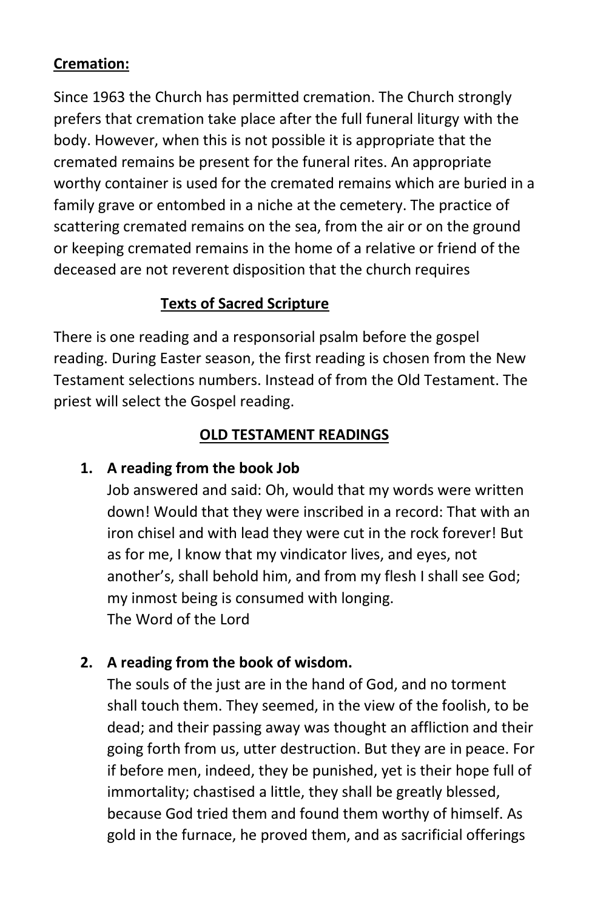**Cremation:**

Since 1963 the Church has permitted cremation. The Church strongly prefers that cremation take place after the full funeral liturgy with the body. However, when this is not possible it is appropriate that the cremated remains be present for the funeral rites. An appropriate worthy container is used for the cremated remains which are buried in a family grave or entombed in a niche at the cemetery. The practice of scattering cremated remains on the sea, from the air or on the ground or keeping cremated remains in the home of a relative or friend of the deceased are not reverent disposition that the church requires

## Texts of Sacred Scripture

There is one reading and a responsorial psalm before the gospel reading. During Easter season, the first reading is chosen from the New Testament selections numbers. Instead of from the Old Testament. The priest will select the Gospel reading.

## OLD TESTAMENT READINGS

1. **A reading from the book Job**
   Job answered and said: Oh, would that my words were written down! Would that they were inscribed in a record: That with an iron chisel and with lead they were cut in the rock forever! But as for me, I know that my vindicator lives, and eyes, not another's, shall behold him, and from my flesh I shall see God; my inmost being is consumed with longing.
   The Word of the Lord

2. **A reading from the book of wisdom.**
   The souls of the just are in the hand of God, and no torment shall touch them. They seemed, in the view of the foolish, to be dead; and their passing away was thought an affliction and their going forth from us, utter destruction. But they are in peace. For if before men, indeed, they be punished, yet is their hope full of immortality; chastised a little, they shall be greatly blessed, because God tried them and found them worthy of himself. As gold in the furnace, he proved them, and as sacrificial offerings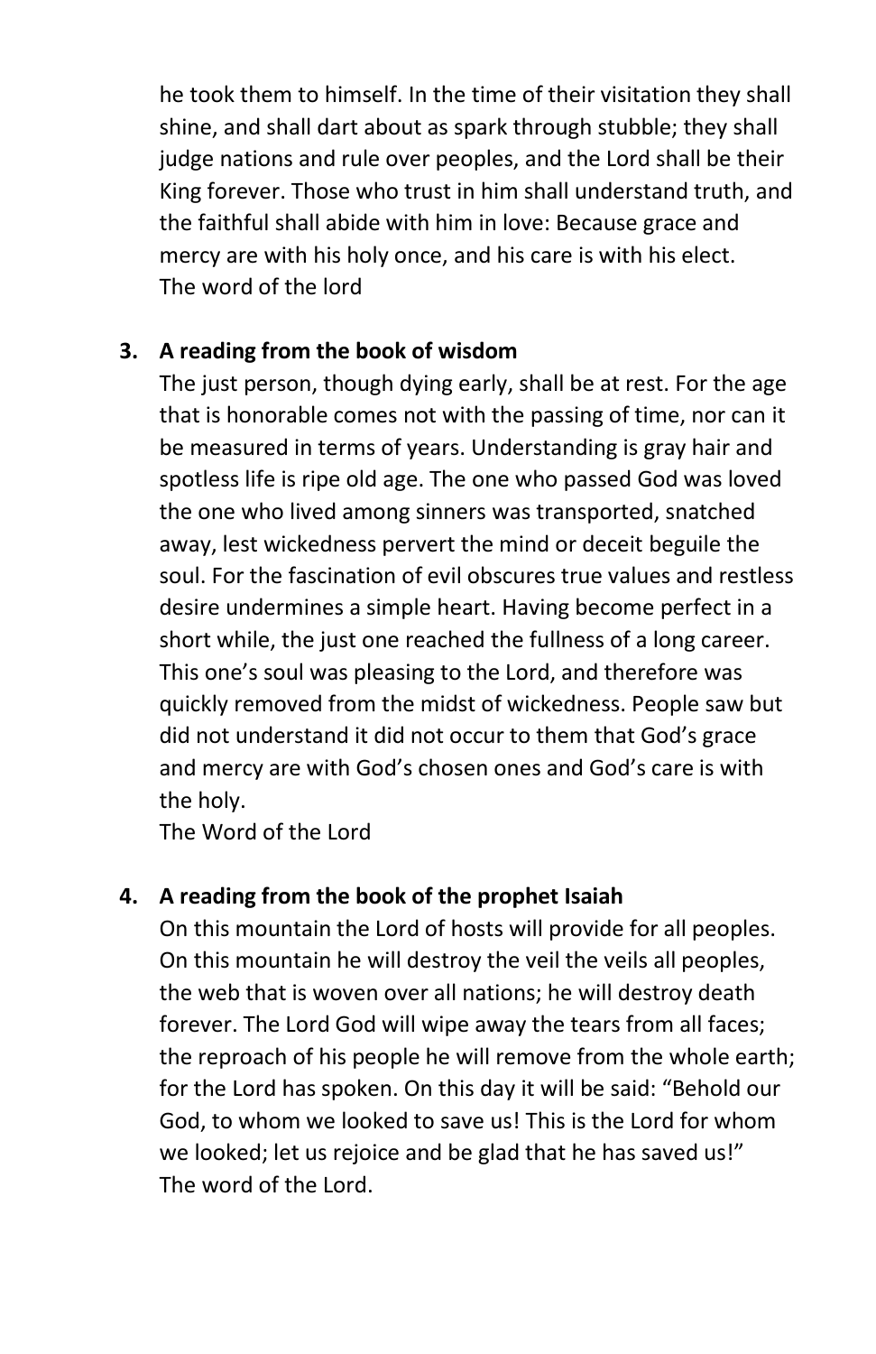he took them to himself. In the time of their visitation they shall shine, and shall dart about as spark through stubble; they shall judge nations and rule over peoples, and the Lord shall be their King forever. Those who trust in him shall understand truth, and the faithful shall abide with him in love: Because grace and mercy are with his holy once, and his care is with his elect.
The word of the lord

3. **A reading from the book of wisdom**
   The just person, though dying early, shall be at rest. For the age that is honorable comes not with the passing of time, nor can it be measured in terms of years. Understanding is gray hair and spotless life is ripe old age. The one who passed God was loved the one who lived among sinners was transported, snatched away, lest wickedness pervert the mind or deceit beguile the soul. For the fascination of evil obscures true values and restless desire undermines a simple heart. Having become perfect in a short while, the just one reached the fullness of a long career. This one's soul was pleasing to the Lord, and therefore was quickly removed from the midst of wickedness. People saw but did not understand it did not occur to them that God's grace and mercy are with God's chosen ones and God's care is with the holy.
   The Word of the Lord

4. **A reading from the book of the prophet Isaiah**
   On this mountain the Lord of hosts will provide for all peoples. On this mountain he will destroy the veil the veils all peoples, the web that is woven over all nations; he will destroy death forever. The Lord God will wipe away the tears from all faces; the reproach of his people he will remove from the whole earth; for the Lord has spoken. On this day it will be said: "Behold our God, to whom we looked to save us! This is the Lord for whom we looked; let us rejoice and be glad that he has saved us!"
   The word of the Lord.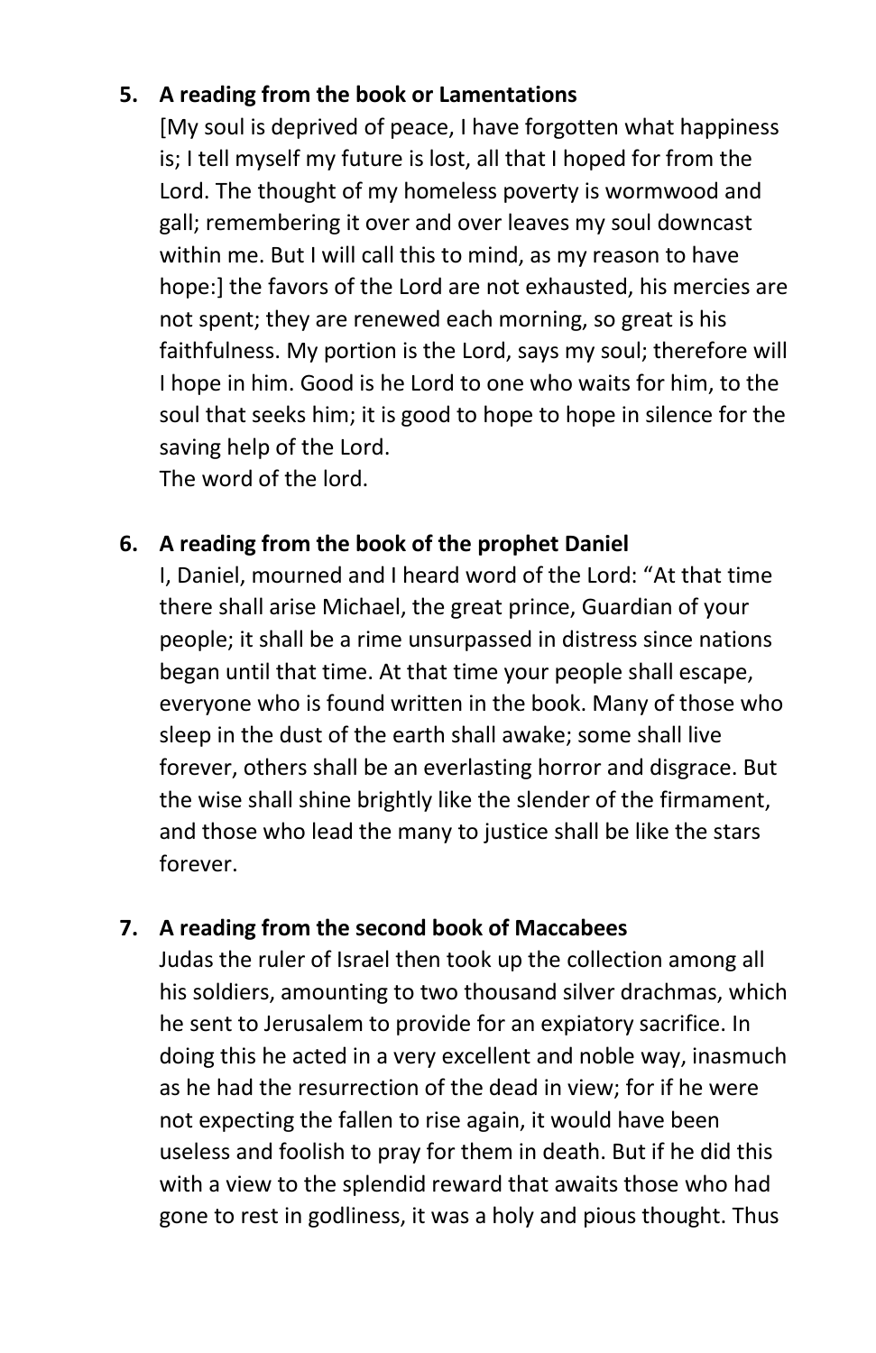5. **A reading from the book or Lamentations**

   [My soul is deprived of peace, I have forgotten what happiness is; I tell myself my future is lost, all that I hoped for from the Lord. The thought of my homeless poverty is wormwood and gall; remembering it over and over leaves my soul downcast within me. But I will call this to mind, as my reason to have hope:] the favors of the Lord are not exhausted, his mercies are not spent; they are renewed each morning, so great is his faithfulness. My portion is the Lord, says my soul; therefore will I hope in him. Good is he Lord to one who waits for him, to the soul that seeks him; it is good to hope to hope in silence for the saving help of the Lord.

   The word of the lord.

6. **A reading from the book of the prophet Daniel**

   I, Daniel, mourned and I heard word of the Lord: "At that time there shall arise Michael, the great prince, Guardian of your people; it shall be a rime unsurpassed in distress since nations began until that time. At that time your people shall escape, everyone who is found written in the book. Many of those who sleep in the dust of the earth shall awake; some shall live forever, others shall be an everlasting horror and disgrace. But the wise shall shine brightly like the slender of the firmament, and those who lead the many to justice shall be like the stars forever.

7. **A reading from the second book of Maccabees**

   Judas the ruler of Israel then took up the collection among all his soldiers, amounting to two thousand silver drachmas, which he sent to Jerusalem to provide for an expiatory sacrifice. In doing this he acted in a very excellent and noble way, inasmuch as he had the resurrection of the dead in view; for if he were not expecting the fallen to rise again, it would have been useless and foolish to pray for them in death. But if he did this with a view to the splendid reward that awaits those who had gone to rest in godliness, it was a holy and pious thought. Thus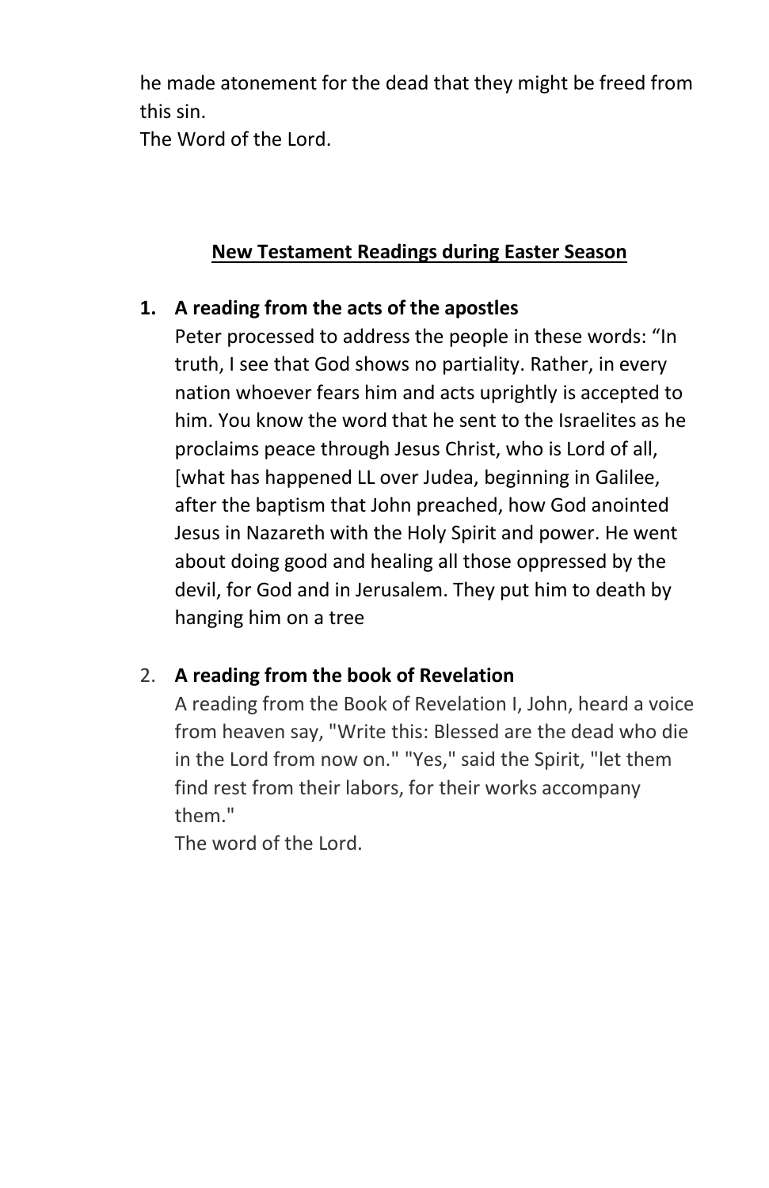he made atonement for the dead that they might be freed from this sin.
The Word of the Lord.

## New Testament Readings during Easter Season

1. **A reading from the acts of the apostles**
   Peter processed to address the people in these words: "In truth, I see that God shows no partiality. Rather, in every nation whoever fears him and acts uprightly is accepted to him. You know the word that he sent to the Israelites as he proclaims peace through Jesus Christ, who is Lord of all, [what has happened LL over Judea, beginning in Galilee, after the baptism that John preached, how God anointed Jesus in Nazareth with the Holy Spirit and power. He went about doing good and healing all those oppressed by the devil, for God and in Jerusalem. They put him to death by hanging him on a tree

2. **A reading from the book of Revelation**
   A reading from the Book of Revelation I, John, heard a voice from heaven say, "Write this: Blessed are the dead who die in the Lord from now on." "Yes," said the Spirit, "let them find rest from their labors, for their works accompany them."
   The word of the Lord.